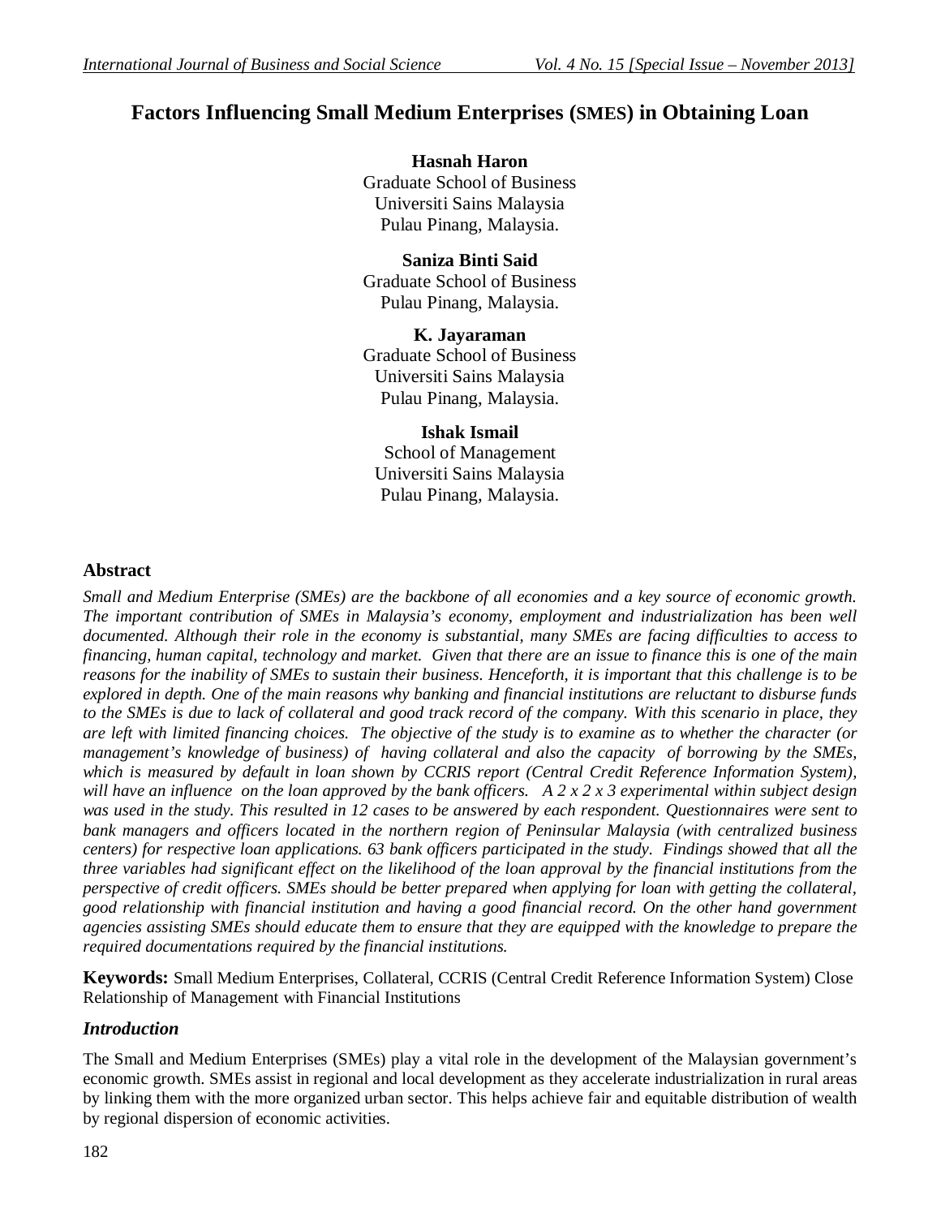# Factors Influencing Small Medium Enterprises (SMES) in Obtaining Loan

**Hasnah Haron**
Graduate School of Business
Universiti Sains Malaysia
Pulau Pinang, Malaysia.

**Saniza Binti Said**
Graduate School of Business
Pulau Pinang, Malaysia.

**K. Jayaraman**
Graduate School of Business
Universiti Sains Malaysia
Pulau Pinang, Malaysia.

**Ishak Ismail**
School of Management
Universiti Sains Malaysia
Pulau Pinang, Malaysia.

## Abstract

*Small and Medium Enterprise (SMEs) are the backbone of all economies and a key source of economic growth. The important contribution of SMEs in Malaysia's economy, employment and industrialization has been well documented. Although their role in the economy is substantial, many SMEs are facing difficulties to access to financing, human capital, technology and market. Given that there are an issue to finance this is one of the main reasons for the inability of SMEs to sustain their business. Henceforth, it is important that this challenge is to be explored in depth. One of the main reasons why banking and financial institutions are reluctant to disburse funds to the SMEs is due to lack of collateral and good track record of the company. With this scenario in place, they are left with limited financing choices. The objective of the study is to examine as to whether the character (or management's knowledge of business) of having collateral and also the capacity of borrowing by the SMEs, which is measured by default in loan shown by CCRIS report (Central Credit Reference Information System), will have an influence on the loan approved by the bank officers. A 2 x 2 x 3 experimental within subject design was used in the study. This resulted in 12 cases to be answered by each respondent. Questionnaires were sent to bank managers and officers located in the northern region of Peninsular Malaysia (with centralized business centers) for respective loan applications. 63 bank officers participated in the study. Findings showed that all the three variables had significant effect on the likelihood of the loan approval by the financial institutions from the perspective of credit officers. SMEs should be better prepared when applying for loan with getting the collateral, good relationship with financial institution and having a good financial record. On the other hand government agencies assisting SMEs should educate them to ensure that they are equipped with the knowledge to prepare the required documentations required by the financial institutions.*

**Keywords:** Small Medium Enterprises, Collateral, CCRIS (Central Credit Reference Information System) Close Relationship of Management with Financial Institutions

## *Introduction*

The Small and Medium Enterprises (SMEs) play a vital role in the development of the Malaysian government's economic growth. SMEs assist in regional and local development as they accelerate industrialization in rural areas by linking them with the more organized urban sector. This helps achieve fair and equitable distribution of wealth by regional dispersion of economic activities.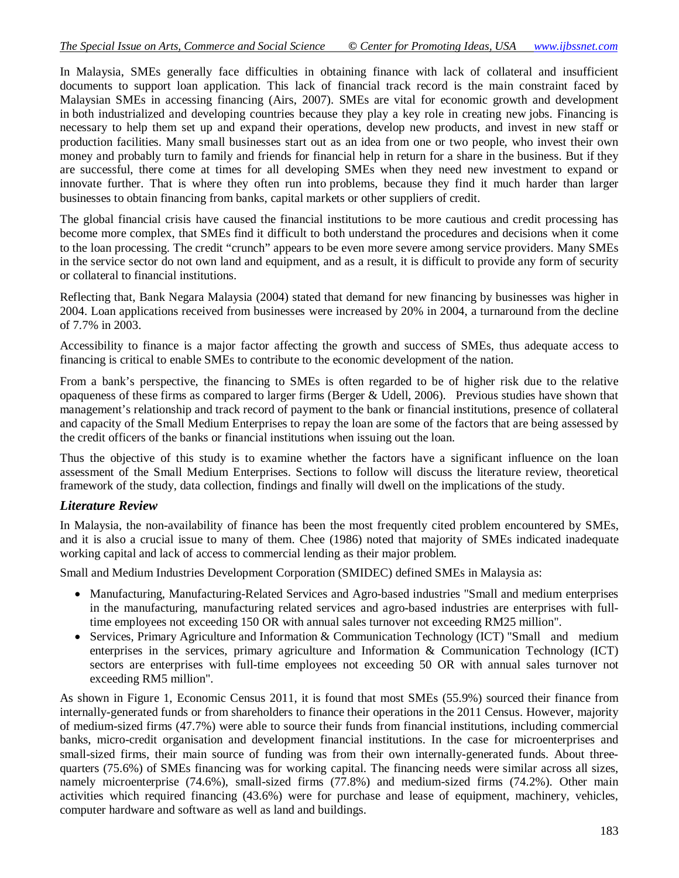In Malaysia, SMEs generally face difficulties in obtaining finance with lack of collateral and insufficient documents to support loan application. This lack of financial track record is the main constraint faced by Malaysian SMEs in accessing financing (Airs, 2007). SMEs are vital for economic growth and development in both industrialized and developing countries because they play a key role in creating new jobs. Financing is necessary to help them set up and expand their operations, develop new products, and invest in new staff or production facilities. Many small businesses start out as an idea from one or two people, who invest their own money and probably turn to family and friends for financial help in return for a share in the business. But if they are successful, there come at times for all developing SMEs when they need new investment to expand or innovate further. That is where they often run into problems, because they find it much harder than larger businesses to obtain financing from banks, capital markets or other suppliers of credit.

The global financial crisis have caused the financial institutions to be more cautious and credit processing has become more complex, that SMEs find it difficult to both understand the procedures and decisions when it come to the loan processing. The credit "crunch" appears to be even more severe among service providers. Many SMEs in the service sector do not own land and equipment, and as a result, it is difficult to provide any form of security or collateral to financial institutions.

Reflecting that, Bank Negara Malaysia (2004) stated that demand for new financing by businesses was higher in 2004. Loan applications received from businesses were increased by 20% in 2004, a turnaround from the decline of 7.7% in 2003.

Accessibility to finance is a major factor affecting the growth and success of SMEs, thus adequate access to financing is critical to enable SMEs to contribute to the economic development of the nation.

From a bank's perspective, the financing to SMEs is often regarded to be of higher risk due to the relative opaqueness of these firms as compared to larger firms (Berger & Udell, 2006). Previous studies have shown that management's relationship and track record of payment to the bank or financial institutions, presence of collateral and capacity of the Small Medium Enterprises to repay the loan are some of the factors that are being assessed by the credit officers of the banks or financial institutions when issuing out the loan.

Thus the objective of this study is to examine whether the factors have a significant influence on the loan assessment of the Small Medium Enterprises. Sections to follow will discuss the literature review, theoretical framework of the study, data collection, findings and finally will dwell on the implications of the study.

## *Literature Review*

In Malaysia, the non-availability of finance has been the most frequently cited problem encountered by SMEs, and it is also a crucial issue to many of them. Chee (1986) noted that majority of SMEs indicated inadequate working capital and lack of access to commercial lending as their major problem.

Small and Medium Industries Development Corporation (SMIDEC) defined SMEs in Malaysia as:

- Manufacturing, Manufacturing-Related Services and Agro-based industries "Small and medium enterprises in the manufacturing, manufacturing related services and agro-based industries are enterprises with full-time employees not exceeding 150 OR with annual sales turnover not exceeding RM25 million".
- Services, Primary Agriculture and Information & Communication Technology (ICT) "Small and medium enterprises in the services, primary agriculture and Information & Communication Technology (ICT) sectors are enterprises with full-time employees not exceeding 50 OR with annual sales turnover not exceeding RM5 million".

As shown in Figure 1, Economic Census 2011, it is found that most SMEs (55.9%) sourced their finance from internally-generated funds or from shareholders to finance their operations in the 2011 Census. However, majority of medium-sized firms (47.7%) were able to source their funds from financial institutions, including commercial banks, micro-credit organisation and development financial institutions. In the case for microenterprises and small-sized firms, their main source of funding was from their own internally-generated funds. About three-quarters (75.6%) of SMEs financing was for working capital. The financing needs were similar across all sizes, namely microenterprise (74.6%), small-sized firms (77.8%) and medium-sized firms (74.2%). Other main activities which required financing (43.6%) were for purchase and lease of equipment, machinery, vehicles, computer hardware and software as well as land and buildings.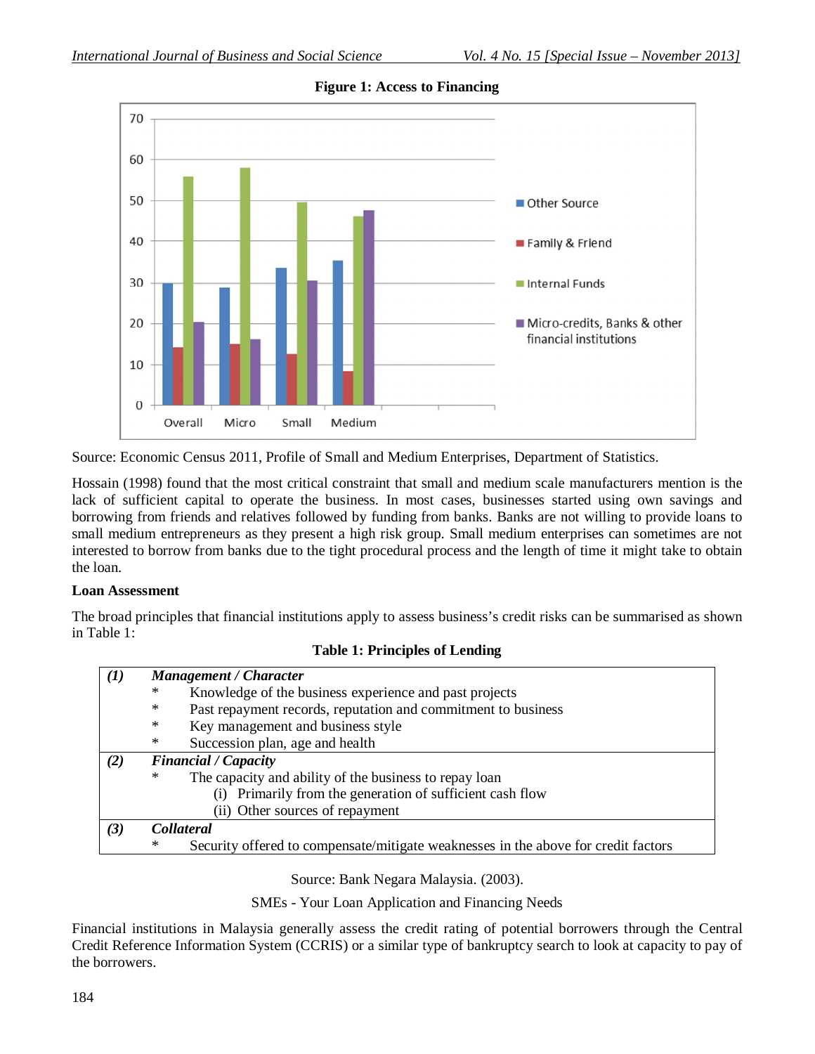**Figure 1: Access to Financing**

Source: Economic Census 2011, Profile of Small and Medium Enterprises, Department of Statistics.

Hossain (1998) found that the most critical constraint that small and medium scale manufacturers mention is the lack of sufficient capital to operate the business. In most cases, businesses started using own savings and borrowing from friends and relatives followed by funding from banks. Banks are not willing to provide loans to small medium entrepreneurs as they present a high risk group. Small medium enterprises can sometimes are not interested to borrow from banks due to the tight procedural process and the length of time it might take to obtain the loan.

**Loan Assessment**

The broad principles that financial institutions apply to assess business's credit risks can be summarised as shown in Table 1:

**Table 1: Principles of Lending**

| | |
|---|---|
| ***(1)*** | ***Management / Character*** |
| | * Knowledge of the business experience and past projects |
| | * Past repayment records, reputation and commitment to business |
| | * Key management and business style |
| | * Succession plan, age and health |
| ***(2)*** | ***Financial / Capacity*** |
| | * The capacity and ability of the business to repay loan |
| | (i) Primarily from the generation of sufficient cash flow |
| | (ii) Other sources of repayment |
| ***(3)*** | ***Collateral*** |
| | * Security offered to compensate/mitigate weaknesses in the above for credit factors |

Source: Bank Negara Malaysia. (2003).

SMEs - Your Loan Application and Financing Needs

Financial institutions in Malaysia generally assess the credit rating of potential borrowers through the Central Credit Reference Information System (CCRIS) or a similar type of bankruptcy search to look at capacity to pay of the borrowers.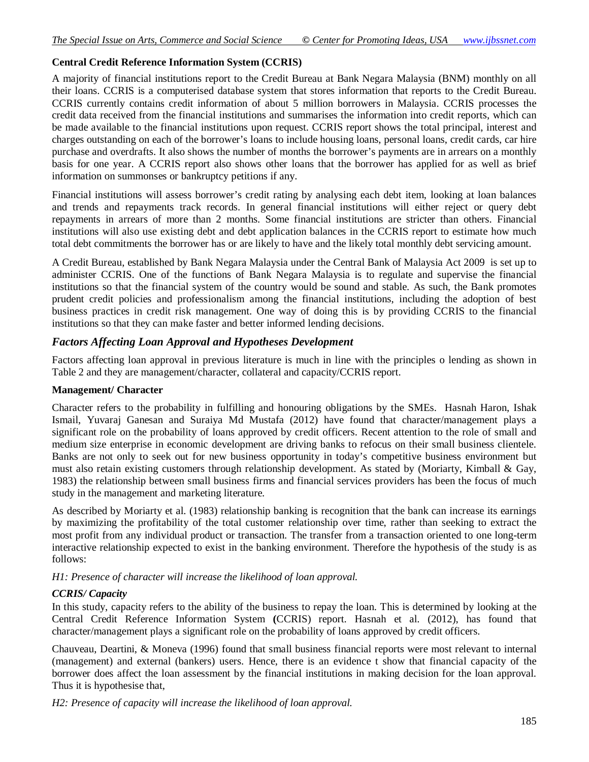**Central Credit Reference Information System (CCRIS)**

A majority of financial institutions report to the Credit Bureau at Bank Negara Malaysia (BNM) monthly on all their loans. CCRIS is a computerised database system that stores information that reports to the Credit Bureau. CCRIS currently contains credit information of about 5 million borrowers in Malaysia. CCRIS processes the credit data received from the financial institutions and summarises the information into credit reports, which can be made available to the financial institutions upon request. CCRIS report shows the total principal, interest and charges outstanding on each of the borrower's loans to include housing loans, personal loans, credit cards, car hire purchase and overdrafts. It also shows the number of months the borrower's payments are in arrears on a monthly basis for one year. A CCRIS report also shows other loans that the borrower has applied for as well as brief information on summonses or bankruptcy petitions if any.

Financial institutions will assess borrower's credit rating by analysing each debt item, looking at loan balances and trends and repayments track records. In general financial institutions will either reject or query debt repayments in arrears of more than 2 months. Some financial institutions are stricter than others. Financial institutions will also use existing debt and debt application balances in the CCRIS report to estimate how much total debt commitments the borrower has or are likely to have and the likely total monthly debt servicing amount.

A Credit Bureau, established by Bank Negara Malaysia under the Central Bank of Malaysia Act 2009 is set up to administer CCRIS. One of the functions of Bank Negara Malaysia is to regulate and supervise the financial institutions so that the financial system of the country would be sound and stable. As such, the Bank promotes prudent credit policies and professionalism among the financial institutions, including the adoption of best business practices in credit risk management. One way of doing this is by providing CCRIS to the financial institutions so that they can make faster and better informed lending decisions.

## *Factors Affecting Loan Approval and Hypotheses Development*

Factors affecting loan approval in previous literature is much in line with the principles o lending as shown in Table 2 and they are management/character, collateral and capacity/CCRIS report.

**Management/ Character**

Character refers to the probability in fulfilling and honouring obligations by the SMEs. Hasnah Haron, Ishak Ismail, Yuvaraj Ganesan and Suraiya Md Mustafa (2012) have found that character/management plays a significant role on the probability of loans approved by credit officers. Recent attention to the role of small and medium size enterprise in economic development are driving banks to refocus on their small business clientele. Banks are not only to seek out for new business opportunity in today's competitive business environment but must also retain existing customers through relationship development. As stated by (Moriarty, Kimball & Gay, 1983) the relationship between small business firms and financial services providers has been the focus of much study in the management and marketing literature.

As described by Moriarty et al. (1983) relationship banking is recognition that the bank can increase its earnings by maximizing the profitability of the total customer relationship over time, rather than seeking to extract the most profit from any individual product or transaction. The transfer from a transaction oriented to one long-term interactive relationship expected to exist in the banking environment. Therefore the hypothesis of the study is as follows:

*H1: Presence of character will increase the likelihood of loan approval.*

***CCRIS/ Capacity***

In this study, capacity refers to the ability of the business to repay the loan. This is determined by looking at the Central Credit Reference Information System **(**CCRIS) report. Hasnah et al. (2012), has found that character/management plays a significant role on the probability of loans approved by credit officers.

Chauveau, Deartini, & Moneva (1996) found that small business financial reports were most relevant to internal (management) and external (bankers) users. Hence, there is an evidence t show that financial capacity of the borrower does affect the loan assessment by the financial institutions in making decision for the loan approval. Thus it is hypothesise that,

*H2: Presence of capacity will increase the likelihood of loan approval.*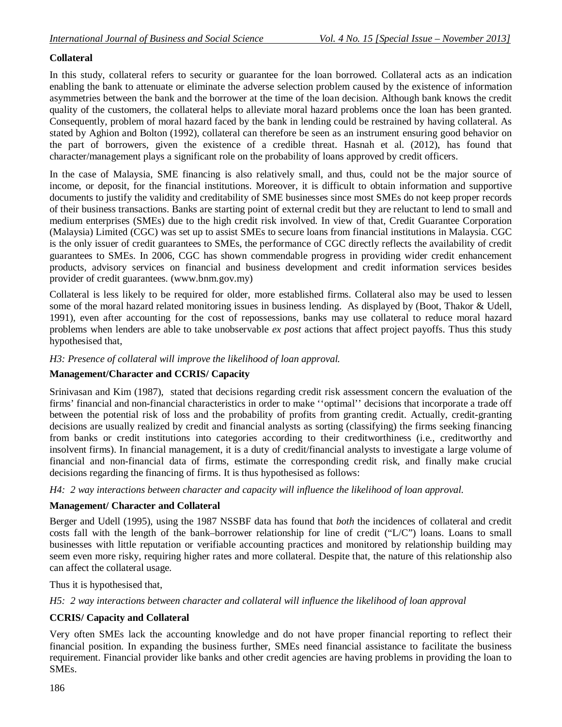## Collateral

In this study, collateral refers to security or guarantee for the loan borrowed. Collateral acts as an indication enabling the bank to attenuate or eliminate the adverse selection problem caused by the existence of information asymmetries between the bank and the borrower at the time of the loan decision. Although bank knows the credit quality of the customers, the collateral helps to alleviate moral hazard problems once the loan has been granted. Consequently, problem of moral hazard faced by the bank in lending could be restrained by having collateral. As stated by Aghion and Bolton (1992), collateral can therefore be seen as an instrument ensuring good behavior on the part of borrowers, given the existence of a credible threat. Hasnah et al. (2012), has found that character/management plays a significant role on the probability of loans approved by credit officers.

In the case of Malaysia, SME financing is also relatively small, and thus, could not be the major source of income, or deposit, for the financial institutions. Moreover, it is difficult to obtain information and supportive documents to justify the validity and creditability of SME businesses since most SMEs do not keep proper records of their business transactions. Banks are starting point of external credit but they are reluctant to lend to small and medium enterprises (SMEs) due to the high credit risk involved. In view of that, Credit Guarantee Corporation (Malaysia) Limited (CGC) was set up to assist SMEs to secure loans from financial institutions in Malaysia. CGC is the only issuer of credit guarantees to SMEs, the performance of CGC directly reflects the availability of credit guarantees to SMEs. In 2006, CGC has shown commendable progress in providing wider credit enhancement products, advisory services on financial and business development and credit information services besides provider of credit guarantees. (www.bnm.gov.my)

Collateral is less likely to be required for older, more established firms. Collateral also may be used to lessen some of the moral hazard related monitoring issues in business lending. As displayed by (Boot, Thakor & Udell, 1991), even after accounting for the cost of repossessions, banks may use collateral to reduce moral hazard problems when lenders are able to take unobservable *ex post* actions that affect project payoffs. Thus this study hypothesised that,

*H3: Presence of collateral will improve the likelihood of loan approval.*

## Management/Character and CCRIS/ Capacity

Srinivasan and Kim (1987), stated that decisions regarding credit risk assessment concern the evaluation of the firms' financial and non-financial characteristics in order to make ''optimal'' decisions that incorporate a trade off between the potential risk of loss and the probability of profits from granting credit. Actually, credit-granting decisions are usually realized by credit and financial analysts as sorting (classifying) the firms seeking financing from banks or credit institutions into categories according to their creditworthiness (i.e., creditworthy and insolvent firms). In financial management, it is a duty of credit/financial analysts to investigate a large volume of financial and non-financial data of firms, estimate the corresponding credit risk, and finally make crucial decisions regarding the financing of firms. It is thus hypothesised as follows:

*H4: 2 way interactions between character and capacity will influence the likelihood of loan approval.*

## Management/ Character and Collateral

Berger and Udell (1995), using the 1987 NSSBF data has found that *both* the incidences of collateral and credit costs fall with the length of the bank–borrower relationship for line of credit ("L/C") loans. Loans to small businesses with little reputation or verifiable accounting practices and monitored by relationship building may seem even more risky, requiring higher rates and more collateral. Despite that, the nature of this relationship also can affect the collateral usage.

Thus it is hypothesised that,

*H5: 2 way interactions between character and collateral will influence the likelihood of loan approval*

## CCRIS/ Capacity and Collateral

Very often SMEs lack the accounting knowledge and do not have proper financial reporting to reflect their financial position. In expanding the business further, SMEs need financial assistance to facilitate the business requirement. Financial provider like banks and other credit agencies are having problems in providing the loan to SMEs.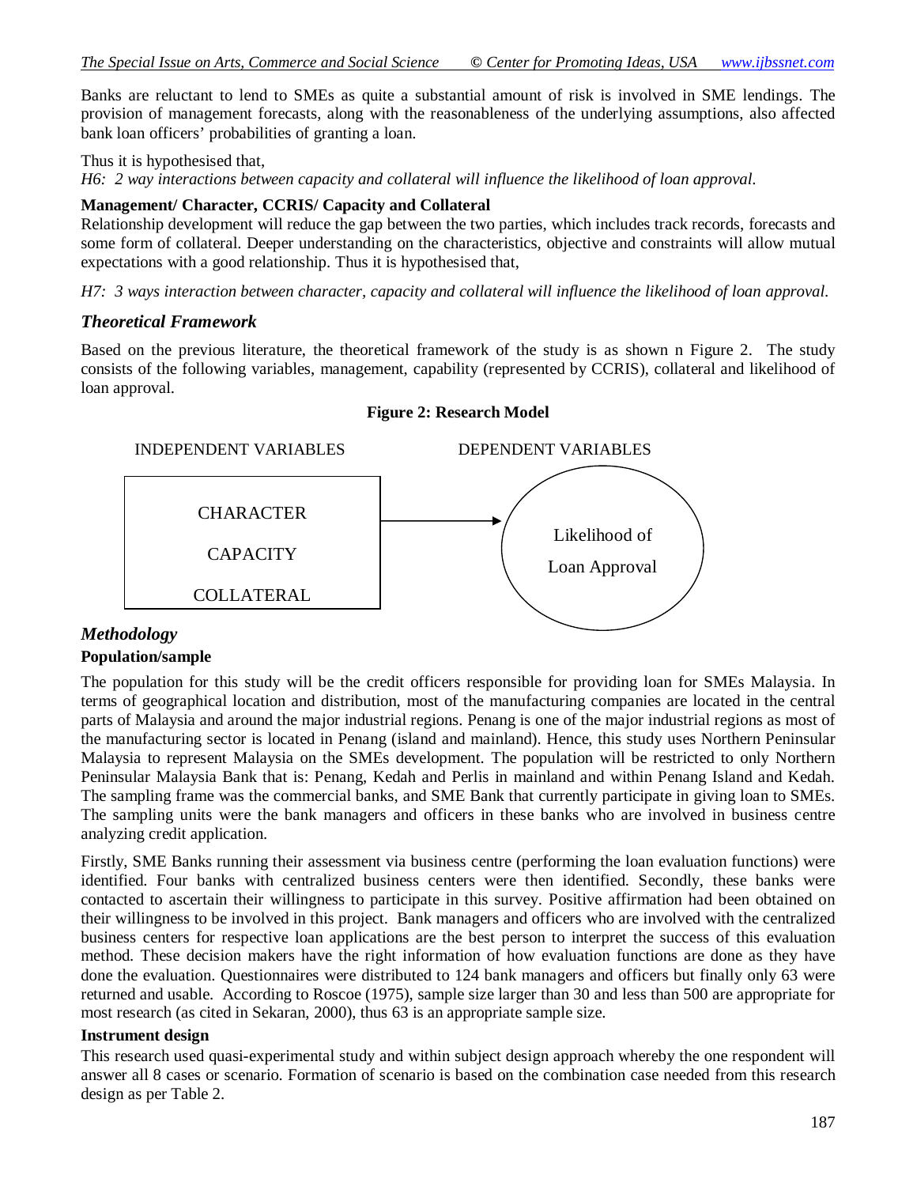Banks are reluctant to lend to SMEs as quite a substantial amount of risk is involved in SME lendings. The provision of management forecasts, along with the reasonableness of the underlying assumptions, also affected bank loan officers' probabilities of granting a loan.

Thus it is hypothesised that,

*H6: 2 way interactions between capacity and collateral will influence the likelihood of loan approval.*

**Management/ Character, CCRIS/ Capacity and Collateral**

Relationship development will reduce the gap between the two parties, which includes track records, forecasts and some form of collateral. Deeper understanding on the characteristics, objective and constraints will allow mutual expectations with a good relationship. Thus it is hypothesised that,

*H7: 3 ways interaction between character, capacity and collateral will influence the likelihood of loan approval.*

## *Theoretical Framework*

Based on the previous literature, the theoretical framework of the study is as shown n Figure 2. The study consists of the following variables, management, capability (represented by CCRIS), collateral and likelihood of loan approval.

**Figure 2: Research Model**

INDEPENDENT VARIABLES → DEPENDENT VARIABLES

CHARACTER
CAPACITY
COLLATERAL → Likelihood of Loan Approval

## *Methodology*

**Population/sample**

The population for this study will be the credit officers responsible for providing loan for SMEs Malaysia. In terms of geographical location and distribution, most of the manufacturing companies are located in the central parts of Malaysia and around the major industrial regions. Penang is one of the major industrial regions as most of the manufacturing sector is located in Penang (island and mainland). Hence, this study uses Northern Peninsular Malaysia to represent Malaysia on the SMEs development. The population will be restricted to only Northern Peninsular Malaysia Bank that is: Penang, Kedah and Perlis in mainland and within Penang Island and Kedah. The sampling frame was the commercial banks, and SME Bank that currently participate in giving loan to SMEs. The sampling units were the bank managers and officers in these banks who are involved in business centre analyzing credit application.

Firstly, SME Banks running their assessment via business centre (performing the loan evaluation functions) were identified. Four banks with centralized business centers were then identified. Secondly, these banks were contacted to ascertain their willingness to participate in this survey. Positive affirmation had been obtained on their willingness to be involved in this project. Bank managers and officers who are involved with the centralized business centers for respective loan applications are the best person to interpret the success of this evaluation method. These decision makers have the right information of how evaluation functions are done as they have done the evaluation. Questionnaires were distributed to 124 bank managers and officers but finally only 63 were returned and usable. According to Roscoe (1975), sample size larger than 30 and less than 500 are appropriate for most research (as cited in Sekaran, 2000), thus 63 is an appropriate sample size.

**Instrument design**

This research used quasi-experimental study and within subject design approach whereby the one respondent will answer all 8 cases or scenario. Formation of scenario is based on the combination case needed from this research design as per Table 2.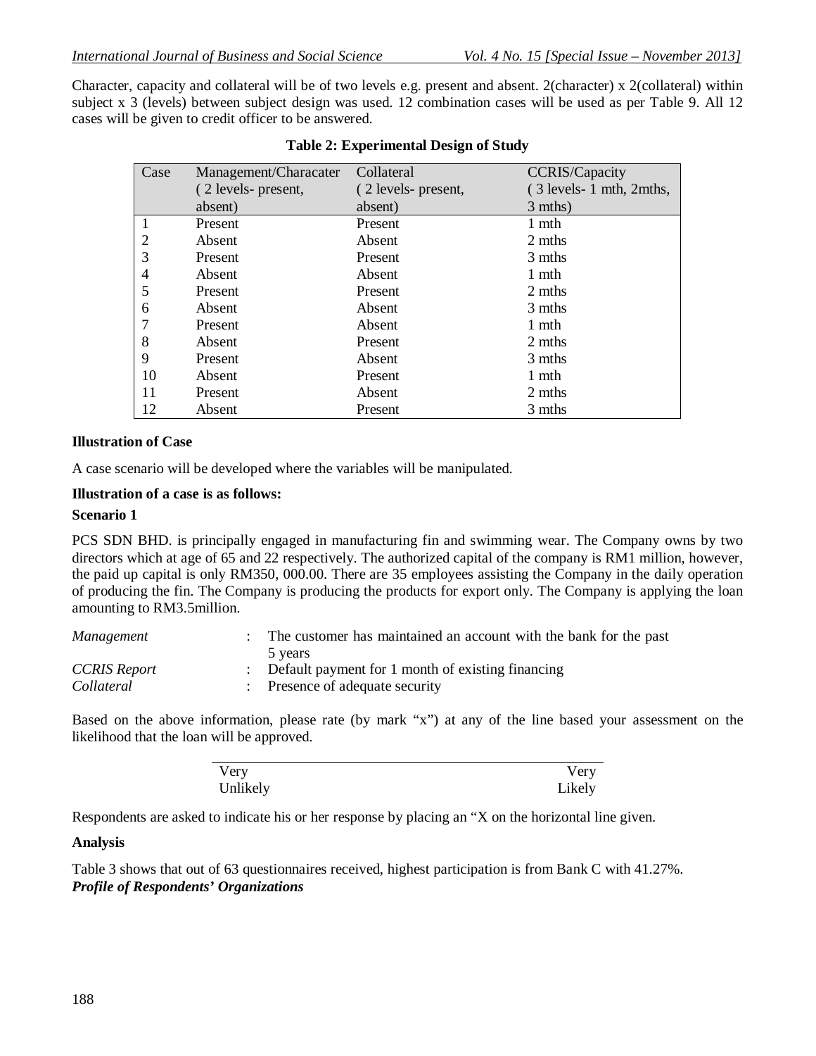Character, capacity and collateral will be of two levels e.g. present and absent. 2(character) x 2(collateral) within subject x 3 (levels) between subject design was used. 12 combination cases will be used as per Table 9. All 12 cases will be given to credit officer to be answered.

**Table 2: Experimental Design of Study**

| Case | Management/Characater (2 levels- present, absent) | Collateral (2 levels- present, absent) | CCRIS/Capacity (3 levels- 1 mth, 2mths, 3 mths) |
|---|---|---|---|
| 1 | Present | Present | 1 mth |
| 2 | Absent | Absent | 2 mths |
| 3 | Present | Present | 3 mths |
| 4 | Absent | Absent | 1 mth |
| 5 | Present | Present | 2 mths |
| 6 | Absent | Absent | 3 mths |
| 7 | Present | Absent | 1 mth |
| 8 | Absent | Present | 2 mths |
| 9 | Present | Absent | 3 mths |
| 10 | Absent | Present | 1 mth |
| 11 | Present | Absent | 2 mths |
| 12 | Absent | Present | 3 mths |

**Illustration of Case**

A case scenario will be developed where the variables will be manipulated.

**Illustration of a case is as follows:**

**Scenario 1**

PCS SDN BHD. is principally engaged in manufacturing fin and swimming wear. The Company owns by two directors which at age of 65 and 22 respectively. The authorized capital of the company is RM1 million, however, the paid up capital is only RM350, 000.00. There are 35 employees assisting the Company in the daily operation of producing the fin. The Company is producing the products for export only. The Company is applying the loan amounting to RM3.5million.

*Management* : The customer has maintained an account with the bank for the past 5 years

*CCRIS Report* : Default payment for 1 month of existing financing

*Collateral* : Presence of adequate security

Based on the above information, please rate (by mark "x") at any of the line based your assessment on the likelihood that the loan will be approved.

Very Unlikely ________________________________ Very Likely

Respondents are asked to indicate his or her response by placing an "X on the horizontal line given.

**Analysis**

Table 3 shows that out of 63 questionnaires received, highest participation is from Bank C with 41.27%.

***Profile of Respondents' Organizations***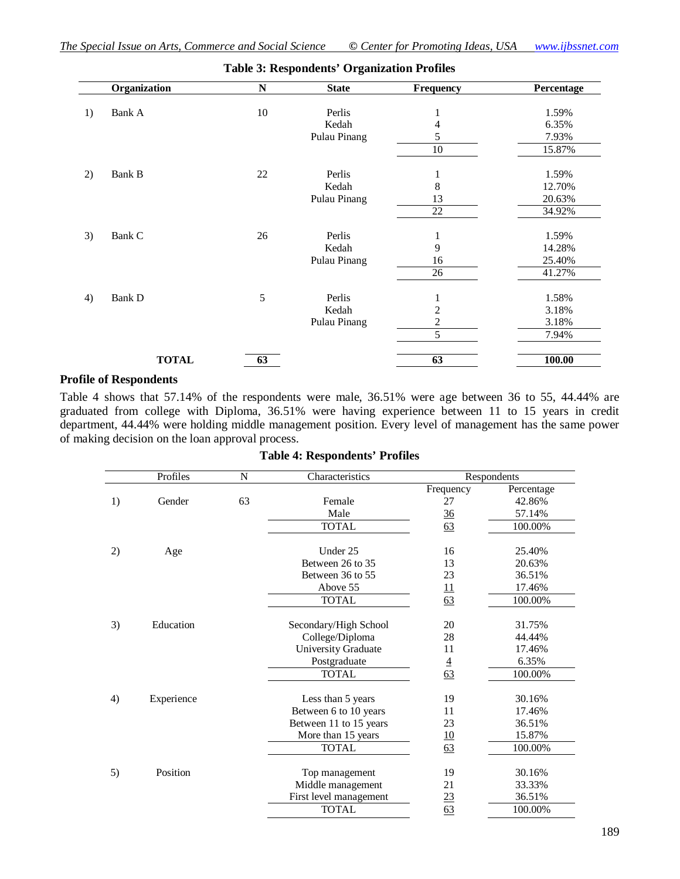**Table 3: Respondents' Organization Profiles**

| | Organization | N | State | Frequency | Percentage |
|---|---|---|---|---|---|
| 1) | Bank A | 10 | Perlis | 1 | 1.59% |
| | | | Kedah | 4 | 6.35% |
| | | | Pulau Pinang | 5 | 7.93% |
| | | | | 10 | 15.87% |
| 2) | Bank B | 22 | Perlis | 1 | 1.59% |
| | | | Kedah | 8 | 12.70% |
| | | | Pulau Pinang | 13 | 20.63% |
| | | | | 22 | 34.92% |
| 3) | Bank C | 26 | Perlis | 1 | 1.59% |
| | | | Kedah | 9 | 14.28% |
| | | | Pulau Pinang | 16 | 25.40% |
| | | | | 26 | 41.27% |
| 4) | Bank D | 5 | Perlis | 1 | 1.58% |
| | | | Kedah | 2 | 3.18% |
| | | | Pulau Pinang | 2 | 3.18% |
| | | | | 5 | 7.94% |
| | **TOTAL** | **63** | | **63** | **100.00** |

**Profile of Respondents**

Table 4 shows that 57.14% of the respondents were male, 36.51% were age between 36 to 55, 44.44% are graduated from college with Diploma, 36.51% were having experience between 11 to 15 years in credit department, 44.44% were holding middle management position. Every level of management has the same power of making decision on the loan approval process.

**Table 4: Respondents' Profiles**

| | Profiles | N | Characteristics | Respondents | |
|---|---|---|---|---|---|
| | | | | Frequency | Percentage |
| 1) | Gender | 63 | Female | 27 | 42.86% |
| | | | Male | 36 | 57.14% |
| | | | TOTAL | 63 | 100.00% |
| 2) | Age | | Under 25 | 16 | 25.40% |
| | | | Between 26 to 35 | 13 | 20.63% |
| | | | Between 36 to 55 | 23 | 36.51% |
| | | | Above 55 | 11 | 17.46% |
| | | | TOTAL | 63 | 100.00% |
| 3) | Education | | Secondary/High School | 20 | 31.75% |
| | | | College/Diploma | 28 | 44.44% |
| | | | University Graduate | 11 | 17.46% |
| | | | Postgraduate | 4 | 6.35% |
| | | | TOTAL | 63 | 100.00% |
| 4) | Experience | | Less than 5 years | 19 | 30.16% |
| | | | Between 6 to 10 years | 11 | 17.46% |
| | | | Between 11 to 15 years | 23 | 36.51% |
| | | | More than 15 years | 10 | 15.87% |
| | | | TOTAL | 63 | 100.00% |
| 5) | Position | | Top management | 19 | 30.16% |
| | | | Middle management | 21 | 33.33% |
| | | | First level management | 23 | 36.51% |
| | | | TOTAL | 63 | 100.00% |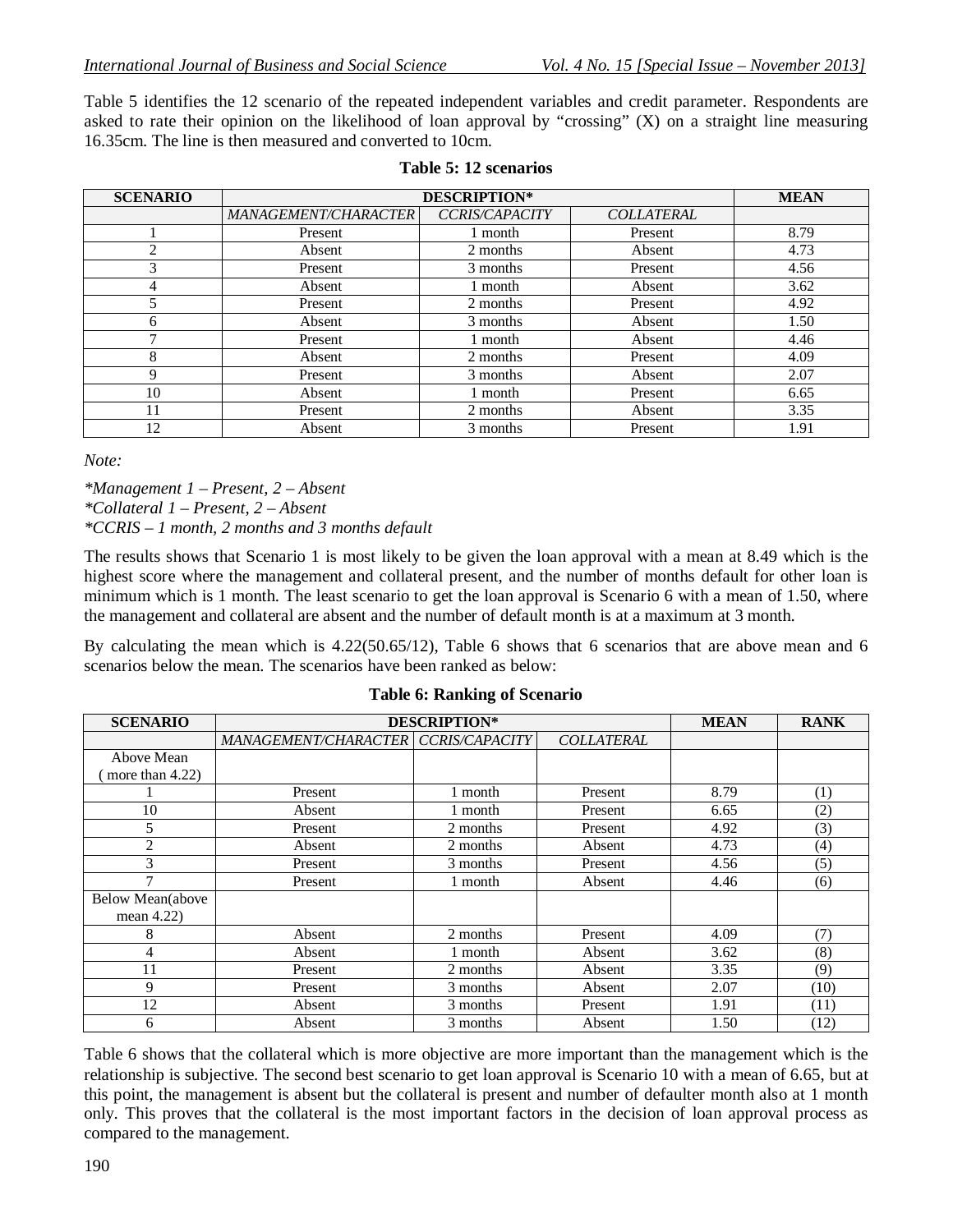Table 5 identifies the 12 scenario of the repeated independent variables and credit parameter. Respondents are asked to rate their opinion on the likelihood of loan approval by "crossing" (X) on a straight line measuring 16.35cm. The line is then measured and converted to 10cm.

**Table 5: 12 scenarios**

| SCENARIO | DESCRIPTION* | | | MEAN |
|---|---|---|---|---|
| | *MANAGEMENT/CHARACTER* | *CCRIS/CAPACITY* | *COLLATERAL* | |
| 1 | Present | 1 month | Present | 8.79 |
| 2 | Absent | 2 months | Absent | 4.73 |
| 3 | Present | 3 months | Present | 4.56 |
| 4 | Absent | 1 month | Absent | 3.62 |
| 5 | Present | 2 months | Present | 4.92 |
| 6 | Absent | 3 months | Absent | 1.50 |
| 7 | Present | 1 month | Absent | 4.46 |
| 8 | Absent | 2 months | Present | 4.09 |
| 9 | Present | 3 months | Absent | 2.07 |
| 10 | Absent | 1 month | Present | 6.65 |
| 11 | Present | 2 months | Absent | 3.35 |
| 12 | Absent | 3 months | Present | 1.91 |

*Note:*

*\*Management 1 – Present, 2 – Absent*
*\*Collateral 1 – Present, 2 – Absent*
*\*CCRIS – 1 month, 2 months and 3 months default*

The results shows that Scenario 1 is most likely to be given the loan approval with a mean at 8.49 which is the highest score where the management and collateral present, and the number of months default for other loan is minimum which is 1 month. The least scenario to get the loan approval is Scenario 6 with a mean of 1.50, where the management and collateral are absent and the number of default month is at a maximum at 3 month.

By calculating the mean which is 4.22(50.65/12), Table 6 shows that 6 scenarios that are above mean and 6 scenarios below the mean. The scenarios have been ranked as below:

**Table 6: Ranking of Scenario**

| SCENARIO | DESCRIPTION* | | | MEAN | RANK |
|---|---|---|---|---|---|
| | *MANAGEMENT/CHARACTER* | *CCRIS/CAPACITY* | *COLLATERAL* | | |
| Above Mean ( more than 4.22) | | | | | |
| 1 | Present | 1 month | Present | 8.79 | (1) |
| 10 | Absent | 1 month | Present | 6.65 | (2) |
| 5 | Present | 2 months | Present | 4.92 | (3) |
| 2 | Absent | 2 months | Absent | 4.73 | (4) |
| 3 | Present | 3 months | Present | 4.56 | (5) |
| 7 | Present | 1 month | Absent | 4.46 | (6) |
| Below Mean(above mean 4.22) | | | | | |
| 8 | Absent | 2 months | Present | 4.09 | (7) |
| 4 | Absent | 1 month | Absent | 3.62 | (8) |
| 11 | Present | 2 months | Absent | 3.35 | (9) |
| 9 | Present | 3 months | Absent | 2.07 | (10) |
| 12 | Absent | 3 months | Present | 1.91 | (11) |
| 6 | Absent | 3 months | Absent | 1.50 | (12) |

Table 6 shows that the collateral which is more objective are more important than the management which is the relationship is subjective. The second best scenario to get loan approval is Scenario 10 with a mean of 6.65, but at this point, the management is absent but the collateral is present and number of defaulter month also at 1 month only. This proves that the collateral is the most important factors in the decision of loan approval process as compared to the management.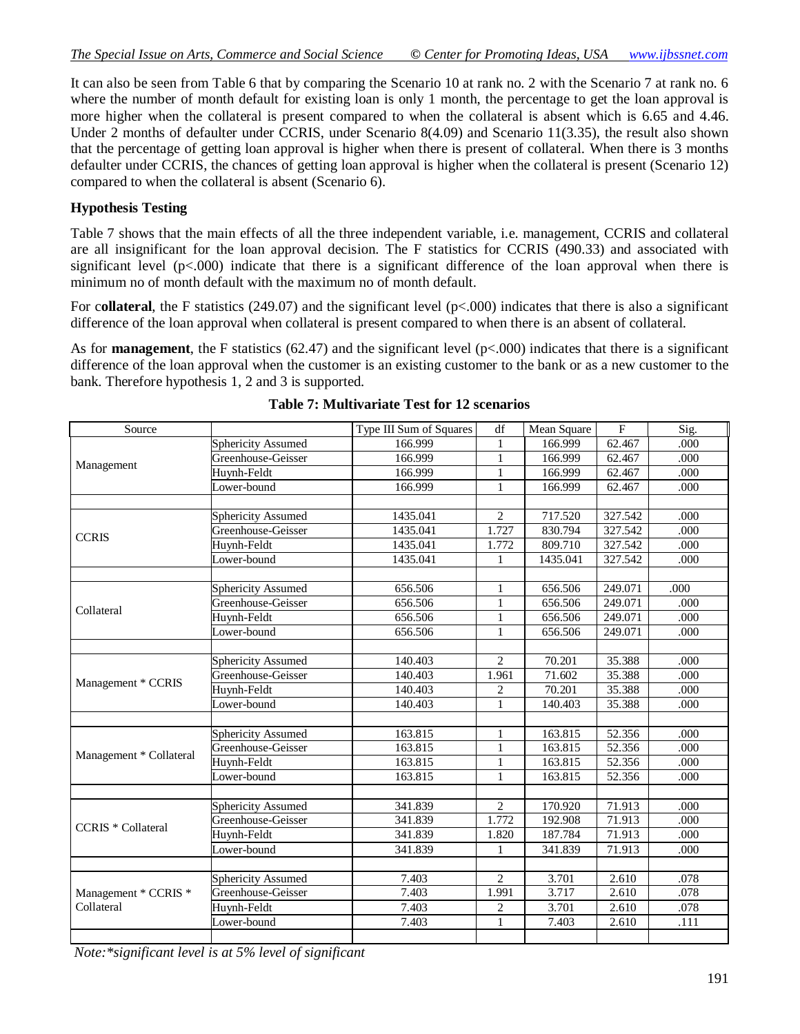It can also be seen from Table 6 that by comparing the Scenario 10 at rank no. 2 with the Scenario 7 at rank no. 6 where the number of month default for existing loan is only 1 month, the percentage to get the loan approval is more higher when the collateral is present compared to when the collateral is absent which is 6.65 and 4.46. Under 2 months of defaulter under CCRIS, under Scenario 8(4.09) and Scenario 11(3.35), the result also shown that the percentage of getting loan approval is higher when there is present of collateral. When there is 3 months defaulter under CCRIS, the chances of getting loan approval is higher when the collateral is present (Scenario 12) compared to when the collateral is absent (Scenario 6).

**Hypothesis Testing**

Table 7 shows that the main effects of all the three independent variable, i.e. management, CCRIS and collateral are all insignificant for the loan approval decision. The F statistics for CCRIS (490.33) and associated with significant level (p<.000) indicate that there is a significant difference of the loan approval when there is minimum no of month default with the maximum no of month default.

For c**ollateral**, the F statistics (249.07) and the significant level (p<.000) indicates that there is also a significant difference of the loan approval when collateral is present compared to when there is an absent of collateral.

As for **management**, the F statistics (62.47) and the significant level (p<.000) indicates that there is a significant difference of the loan approval when the customer is an existing customer to the bank or as a new customer to the bank. Therefore hypothesis 1, 2 and 3 is supported.

**Table 7: Multivariate Test for 12 scenarios**

| Source | | Type III Sum of Squares | df | Mean Square | F | Sig. |
|---|---|---|---|---|---|---|
| Management | Sphericity Assumed | 166.999 | 1 | 166.999 | 62.467 | .000 |
| | Greenhouse-Geisser | 166.999 | 1 | 166.999 | 62.467 | .000 |
| | Huynh-Feldt | 166.999 | 1 | 166.999 | 62.467 | .000 |
| | Lower-bound | 166.999 | 1 | 166.999 | 62.467 | .000 |
| | | | | | | |
| CCRIS | Sphericity Assumed | 1435.041 | 2 | 717.520 | 327.542 | .000 |
| | Greenhouse-Geisser | 1435.041 | 1.727 | 830.794 | 327.542 | .000 |
| | Huynh-Feldt | 1435.041 | 1.772 | 809.710 | 327.542 | .000 |
| | Lower-bound | 1435.041 | 1 | 1435.041 | 327.542 | .000 |
| | | | | | | |
| Collateral | Sphericity Assumed | 656.506 | 1 | 656.506 | 249.071 | .000 |
| | Greenhouse-Geisser | 656.506 | 1 | 656.506 | 249.071 | .000 |
| | Huynh-Feldt | 656.506 | 1 | 656.506 | 249.071 | .000 |
| | Lower-bound | 656.506 | 1 | 656.506 | 249.071 | .000 |
| | | | | | | |
| Management * CCRIS | Sphericity Assumed | 140.403 | 2 | 70.201 | 35.388 | .000 |
| | Greenhouse-Geisser | 140.403 | 1.961 | 71.602 | 35.388 | .000 |
| | Huynh-Feldt | 140.403 | 2 | 70.201 | 35.388 | .000 |
| | Lower-bound | 140.403 | 1 | 140.403 | 35.388 | .000 |
| | | | | | | |
| Management * Collateral | Sphericity Assumed | 163.815 | 1 | 163.815 | 52.356 | .000 |
| | Greenhouse-Geisser | 163.815 | 1 | 163.815 | 52.356 | .000 |
| | Huynh-Feldt | 163.815 | 1 | 163.815 | 52.356 | .000 |
| | Lower-bound | 163.815 | 1 | 163.815 | 52.356 | .000 |
| | | | | | | |
| CCRIS * Collateral | Sphericity Assumed | 341.839 | 2 | 170.920 | 71.913 | .000 |
| | Greenhouse-Geisser | 341.839 | 1.772 | 192.908 | 71.913 | .000 |
| | Huynh-Feldt | 341.839 | 1.820 | 187.784 | 71.913 | .000 |
| | Lower-bound | 341.839 | 1 | 341.839 | 71.913 | .000 |
| | | | | | | |
| Management * CCRIS * Collateral | Sphericity Assumed | 7.403 | 2 | 3.701 | 2.610 | .078 |
| | Greenhouse-Geisser | 7.403 | 1.991 | 3.717 | 2.610 | .078 |
| | Huynh-Feldt | 7.403 | 2 | 3.701 | 2.610 | .078 |
| | Lower-bound | 7.403 | 1 | 7.403 | 2.610 | .111 |

*Note:*significant level is at 5% level of significant*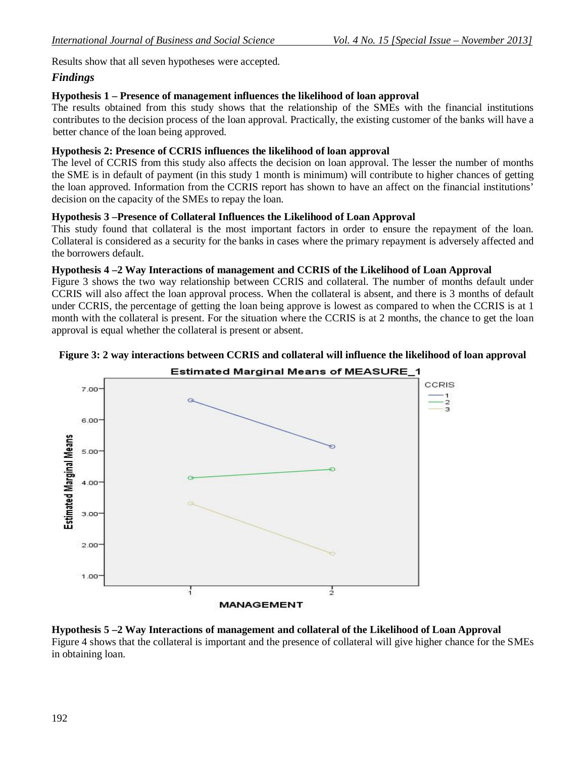Results show that all seven hypotheses were accepted.

### *Findings*

**Hypothesis 1 – Presence of management influences the likelihood of loan approval**

The results obtained from this study shows that the relationship of the SMEs with the financial institutions contributes to the decision process of the loan approval. Practically, the existing customer of the banks will have a better chance of the loan being approved.

**Hypothesis 2: Presence of CCRIS influences the likelihood of loan approval**

The level of CCRIS from this study also affects the decision on loan approval. The lesser the number of months the SME is in default of payment (in this study 1 month is minimum) will contribute to higher chances of getting the loan approved. Information from the CCRIS report has shown to have an affect on the financial institutions' decision on the capacity of the SMEs to repay the loan.

**Hypothesis 3 –Presence of Collateral Influences the Likelihood of Loan Approval**

This study found that collateral is the most important factors in order to ensure the repayment of the loan. Collateral is considered as a security for the banks in cases where the primary repayment is adversely affected and the borrowers default.

**Hypothesis 4 –2 Way Interactions of management and CCRIS of the Likelihood of Loan Approval**

Figure 3 shows the two way relationship between CCRIS and collateral. The number of months default under CCRIS will also affect the loan approval process. When the collateral is absent, and there is 3 months of default under CCRIS, the percentage of getting the loan being approve is lowest as compared to when the CCRIS is at 1 month with the collateral is present. For the situation where the CCRIS is at 2 months, the chance to get the loan approval is equal whether the collateral is present or absent.

**Figure 3: 2 way interactions between CCRIS and collateral will influence the likelihood of loan approval**

**Hypothesis 5 –2 Way Interactions of management and collateral of the Likelihood of Loan Approval**

Figure 4 shows that the collateral is important and the presence of collateral will give higher chance for the SMEs in obtaining loan.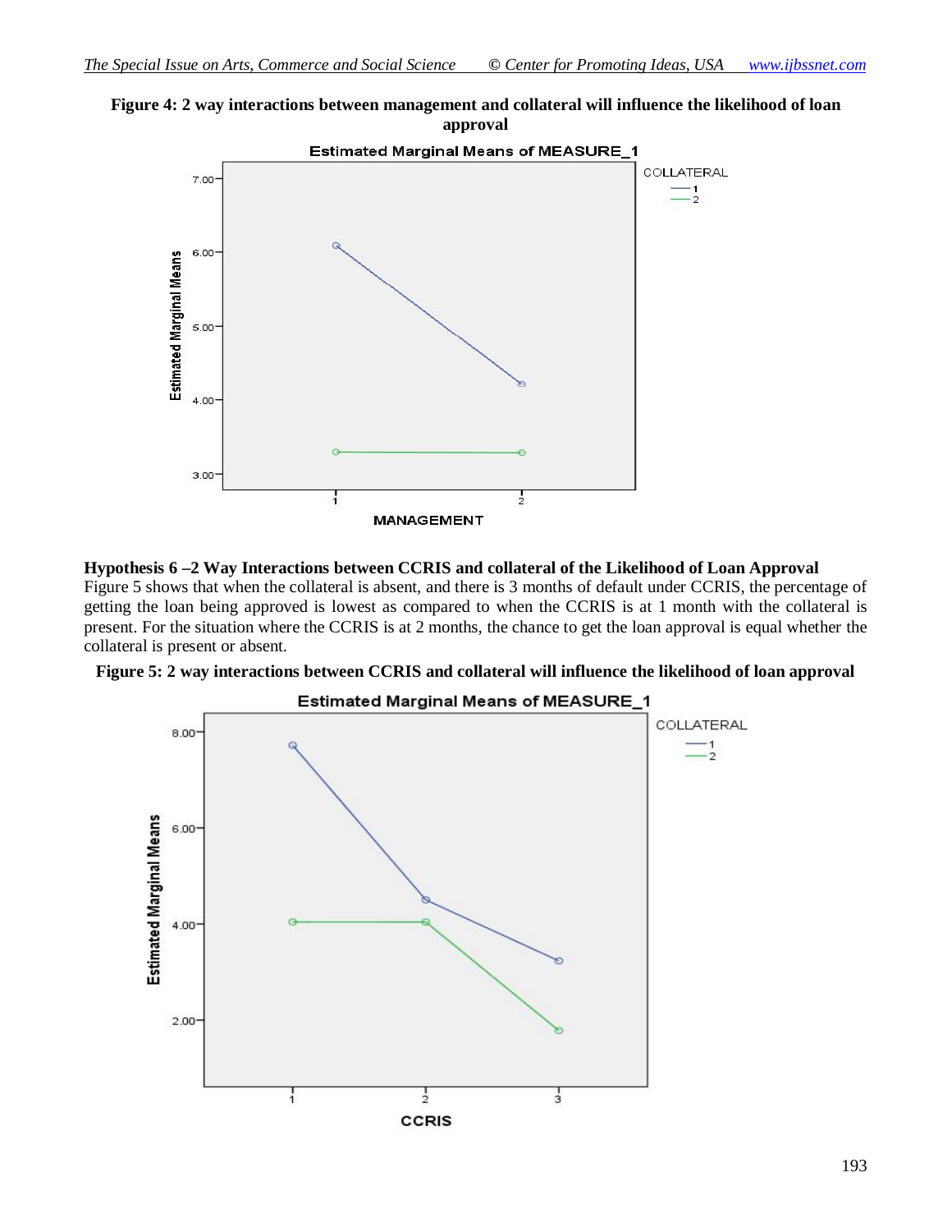**Figure 4: 2 way interactions between management and collateral will influence the likelihood of loan approval**

**Hypothesis 6 –2 Way Interactions between CCRIS and collateral of the Likelihood of Loan Approval**

Figure 5 shows that when the collateral is absent, and there is 3 months of default under CCRIS, the percentage of getting the loan being approved is lowest as compared to when the CCRIS is at 1 month with the collateral is present. For the situation where the CCRIS is at 2 months, the chance to get the loan approval is equal whether the collateral is present or absent.

**Figure 5: 2 way interactions between CCRIS and collateral will influence the likelihood of loan approval**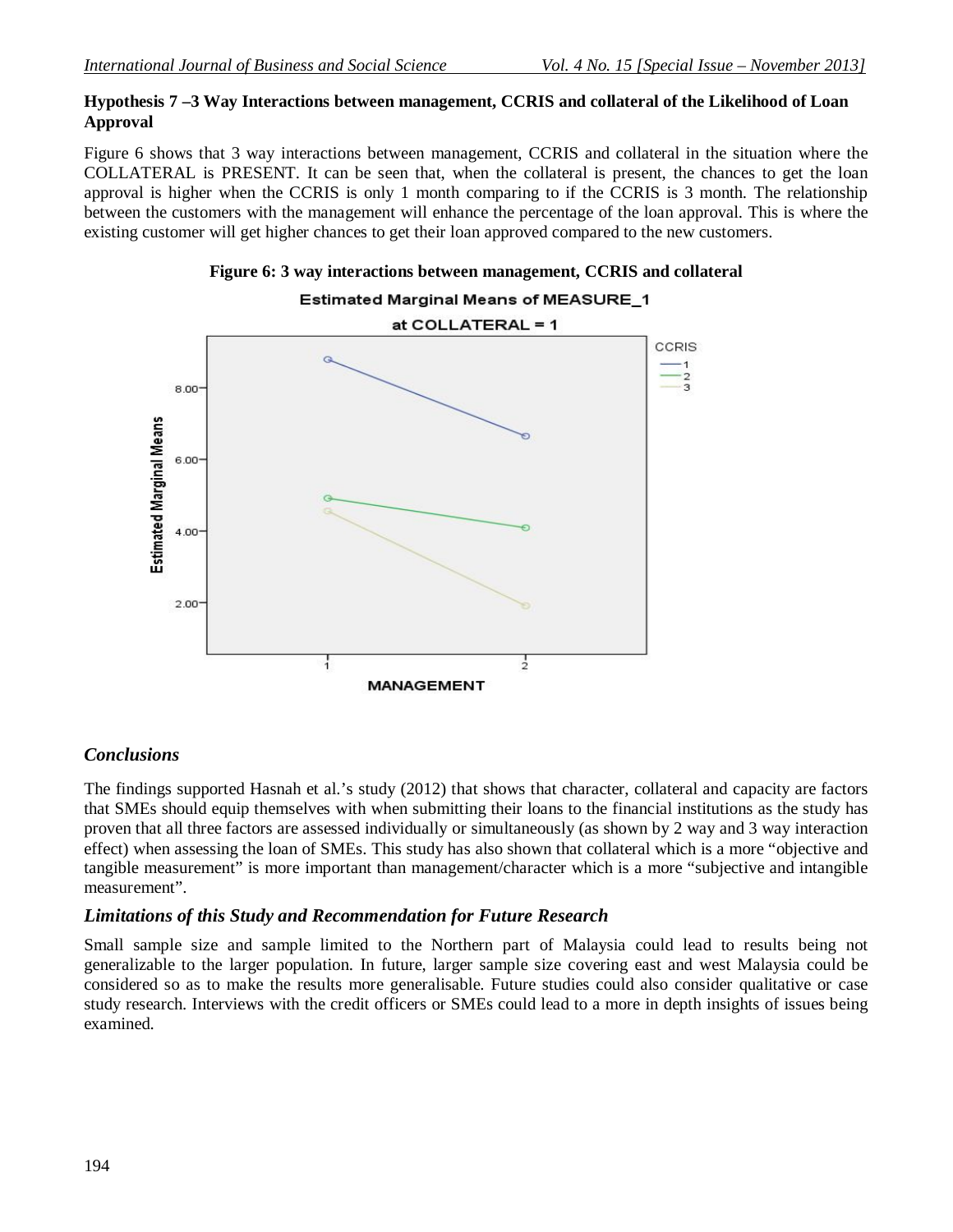**Hypothesis 7 –3 Way Interactions between management, CCRIS and collateral of the Likelihood of Loan Approval**

Figure 6 shows that 3 way interactions between management, CCRIS and collateral in the situation where the COLLATERAL is PRESENT. It can be seen that, when the collateral is present, the chances to get the loan approval is higher when the CCRIS is only 1 month comparing to if the CCRIS is 3 month. The relationship between the customers with the management will enhance the percentage of the loan approval. This is where the existing customer will get higher chances to get their loan approved compared to the new customers.

**Figure 6: 3 way interactions between management, CCRIS and collateral**

## *Conclusions*

The findings supported Hasnah et al.'s study (2012) that shows that character, collateral and capacity are factors that SMEs should equip themselves with when submitting their loans to the financial institutions as the study has proven that all three factors are assessed individually or simultaneously (as shown by 2 way and 3 way interaction effect) when assessing the loan of SMEs. This study has also shown that collateral which is a more "objective and tangible measurement" is more important than management/character which is a more "subjective and intangible measurement".

## *Limitations of this Study and Recommendation for Future Research*

Small sample size and sample limited to the Northern part of Malaysia could lead to results being not generalizable to the larger population. In future, larger sample size covering east and west Malaysia could be considered so as to make the results more generalisable. Future studies could also consider qualitative or case study research. Interviews with the credit officers or SMEs could lead to a more in depth insights of issues being examined.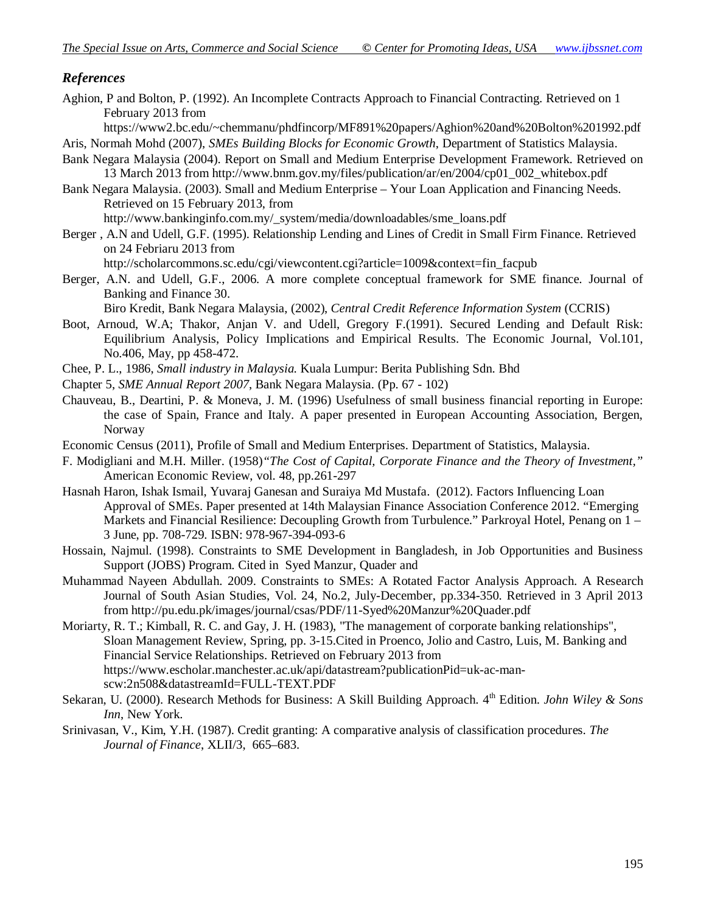## *References*

Aghion, P and Bolton, P. (1992). An Incomplete Contracts Approach to Financial Contracting. Retrieved on 1 February 2013 from https://www2.bc.edu/~chemmanu/phdfincorp/MF891%20papers/Aghion%20and%20Bolton%201992.pdf

Aris, Normah Mohd (2007), *SMEs Building Blocks for Economic Growth*, Department of Statistics Malaysia.

Bank Negara Malaysia (2004). Report on Small and Medium Enterprise Development Framework. Retrieved on 13 March 2013 from http://www.bnm.gov.my/files/publication/ar/en/2004/cp01_002_whitebox.pdf

Bank Negara Malaysia. (2003). Small and Medium Enterprise – Your Loan Application and Financing Needs. Retrieved on 15 February 2013, from http://www.bankinginfo.com.my/_system/media/downloadables/sme_loans.pdf

Berger , A.N and Udell, G.F. (1995). Relationship Lending and Lines of Credit in Small Firm Finance. Retrieved on 24 Febriaru 2013 from http://scholarcommons.sc.edu/cgi/viewcontent.cgi?article=1009&context=fin_facpub

Berger, A.N. and Udell, G.F., 2006. A more complete conceptual framework for SME finance. Journal of Banking and Finance 30.

Biro Kredit, Bank Negara Malaysia, (2002), *Central Credit Reference Information System* (CCRIS)

Boot, Arnoud, W.A; Thakor, Anjan V. and Udell, Gregory F.(1991). Secured Lending and Default Risk: Equilibrium Analysis, Policy Implications and Empirical Results. The Economic Journal, Vol.101, No.406, May, pp 458-472.

Chee, P. L., 1986, *Small industry in Malaysia.* Kuala Lumpur: Berita Publishing Sdn. Bhd

Chapter 5, *SME Annual Report 2007*, Bank Negara Malaysia. (Pp. 67 - 102)

Chauveau, B., Deartini, P. & Moneva, J. M. (1996) Usefulness of small business financial reporting in Europe: the case of Spain, France and Italy. A paper presented in European Accounting Association, Bergen, Norway

Economic Census (2011), Profile of Small and Medium Enterprises. Department of Statistics, Malaysia.

F. Modigliani and M.H. Miller. (1958)*"The Cost of Capital, Corporate Finance and the Theory of Investment,"* American Economic Review, vol. 48, pp.261-297

Hasnah Haron, Ishak Ismail, Yuvaraj Ganesan and Suraiya Md Mustafa. (2012). Factors Influencing Loan Approval of SMEs. Paper presented at 14th Malaysian Finance Association Conference 2012. "Emerging Markets and Financial Resilience: Decoupling Growth from Turbulence." Parkroyal Hotel, Penang on 1 – 3 June, pp. 708-729. ISBN: 978-967-394-093-6

Hossain, Najmul. (1998). Constraints to SME Development in Bangladesh, in Job Opportunities and Business Support (JOBS) Program. Cited in Syed Manzur, Quader and

Muhammad Nayeen Abdullah. 2009. Constraints to SMEs: A Rotated Factor Analysis Approach. A Research Journal of South Asian Studies, Vol. 24, No.2, July-December, pp.334-350. Retrieved in 3 April 2013 from http://pu.edu.pk/images/journal/csas/PDF/11-Syed%20Manzur%20Quader.pdf

Moriarty, R. T.; Kimball, R. C. and Gay, J. H. (1983), "The management of corporate banking relationships", Sloan Management Review, Spring, pp. 3-15.Cited in Proenco, Jolio and Castro, Luis, M. Banking and Financial Service Relationships. Retrieved on February 2013 from https://www.escholar.manchester.ac.uk/api/datastream?publicationPid=uk-ac-man-scw:2n508&datastreamId=FULL-TEXT.PDF

Sekaran, U. (2000). Research Methods for Business: A Skill Building Approach. 4th Edition. *John Wiley & Sons Inn*, New York.

Srinivasan, V., Kim, Y.H. (1987). Credit granting: A comparative analysis of classification procedures. *The Journal of Finance*, XLII/3, 665–683.